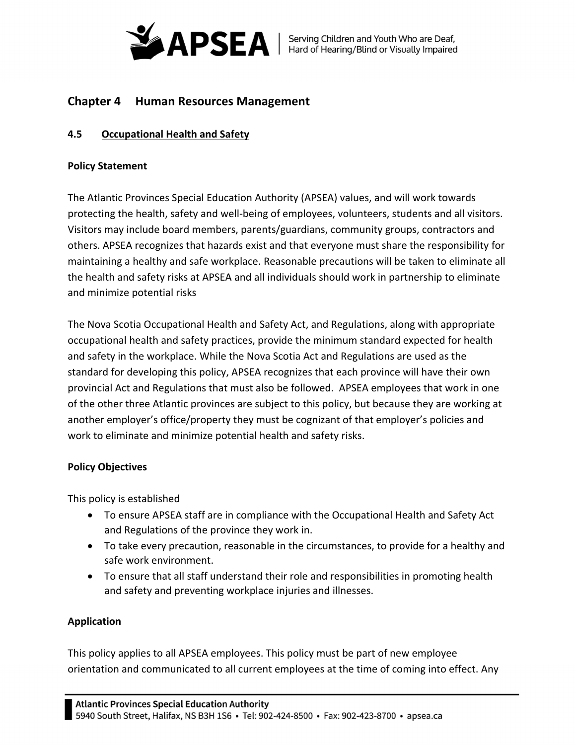## Chapter 4 Human Resources Management

### 4.5 Occupational Health and Safety

**Policy Statement**

The Atlantic Provinces Special Education Authority (APSEA) values, and will work towards protecting the health, safety and well-being of employees, volunteers, students and all visitors. Visitors may include board members, parents/guardians, community groups, contractors and others. APSEA recognizes that hazards exist and that everyone must share the responsibility for maintaining a healthy and safe workplace. Reasonable precautions will be taken to eliminate all the health and safety risks at APSEA and all individuals should work in partnership to eliminate and minimize potential risks

The Nova Scotia Occupational Health and Safety Act, and Regulations, along with appropriate occupational health and safety practices, provide the minimum standard expected for health and safety in the workplace. While the Nova Scotia Act and Regulations are used as the standard for developing this policy, APSEA recognizes that each province will have their own provincial Act and Regulations that must also be followed. APSEA employees that work in one of the other three Atlantic provinces are subject to this policy, but because they are working at another employer's office/property they must be cognizant of that employer's policies and work to eliminate and minimize potential health and safety risks.

**Policy Objectives**

This policy is established

- To ensure APSEA staff are in compliance with the Occupational Health and Safety Act and Regulations of the province they work in.
- To take every precaution, reasonable in the circumstances, to provide for a healthy and safe work environment.
- To ensure that all staff understand their role and responsibilities in promoting health and safety and preventing workplace injuries and illnesses.

**Application**

This policy applies to all APSEA employees. This policy must be part of new employee orientation and communicated to all current employees at the time of coming into effect. Any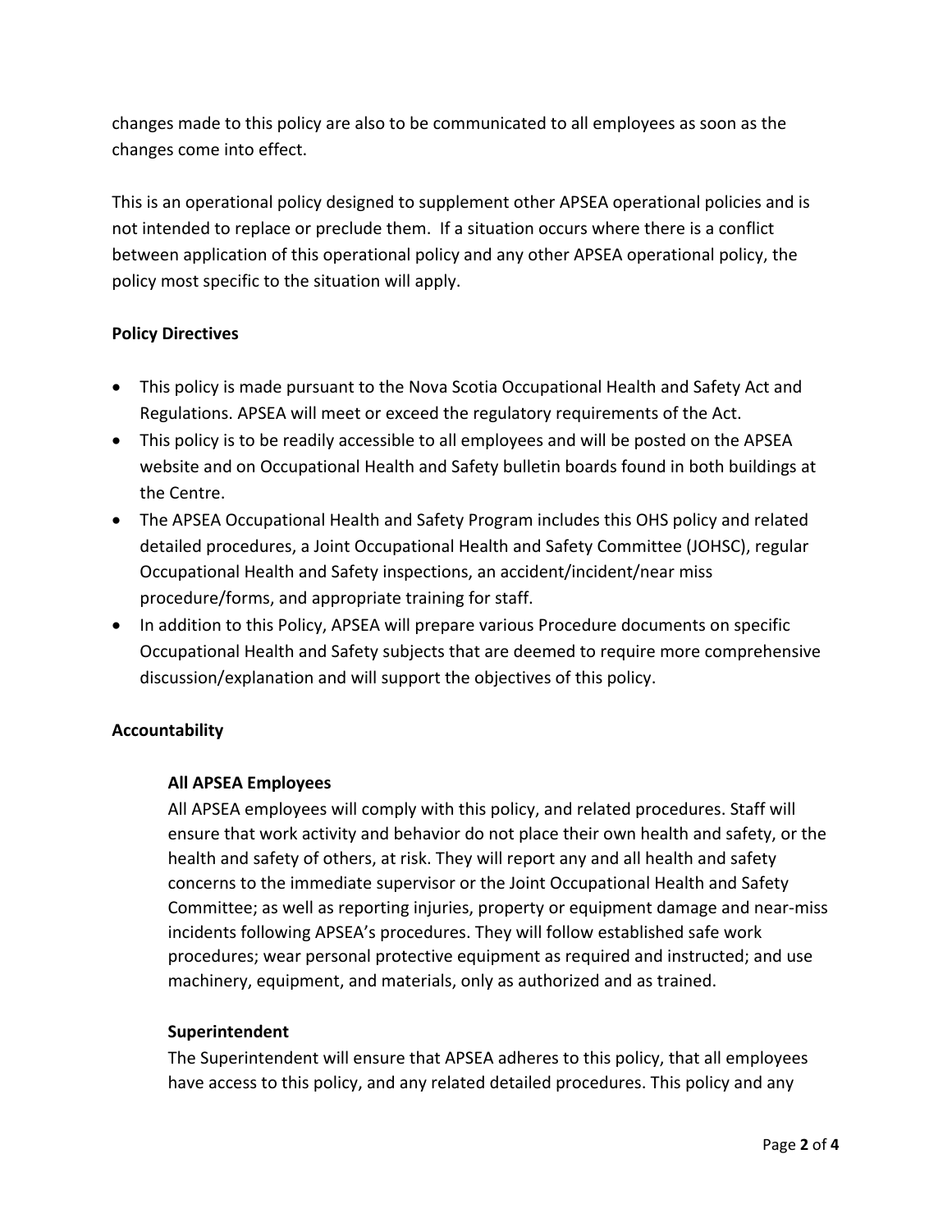changes made to this policy are also to be communicated to all employees as soon as the changes come into effect.

This is an operational policy designed to supplement other APSEA operational policies and is not intended to replace or preclude them. If a situation occurs where there is a conflict between application of this operational policy and any other APSEA operational policy, the policy most specific to the situation will apply.

**Policy Directives**

- This policy is made pursuant to the Nova Scotia Occupational Health and Safety Act and Regulations. APSEA will meet or exceed the regulatory requirements of the Act.
- This policy is to be readily accessible to all employees and will be posted on the APSEA website and on Occupational Health and Safety bulletin boards found in both buildings at the Centre.
- The APSEA Occupational Health and Safety Program includes this OHS policy and related detailed procedures, a Joint Occupational Health and Safety Committee (JOHSC), regular Occupational Health and Safety inspections, an accident/incident/near miss procedure/forms, and appropriate training for staff.
- In addition to this Policy, APSEA will prepare various Procedure documents on specific Occupational Health and Safety subjects that are deemed to require more comprehensive discussion/explanation and will support the objectives of this policy.

**Accountability**

**All APSEA Employees**

All APSEA employees will comply with this policy, and related procedures. Staff will ensure that work activity and behavior do not place their own health and safety, or the health and safety of others, at risk. They will report any and all health and safety concerns to the immediate supervisor or the Joint Occupational Health and Safety Committee; as well as reporting injuries, property or equipment damage and near-miss incidents following APSEA's procedures. They will follow established safe work procedures; wear personal protective equipment as required and instructed; and use machinery, equipment, and materials, only as authorized and as trained.

**Superintendent**

The Superintendent will ensure that APSEA adheres to this policy, that all employees have access to this policy, and any related detailed procedures. This policy and any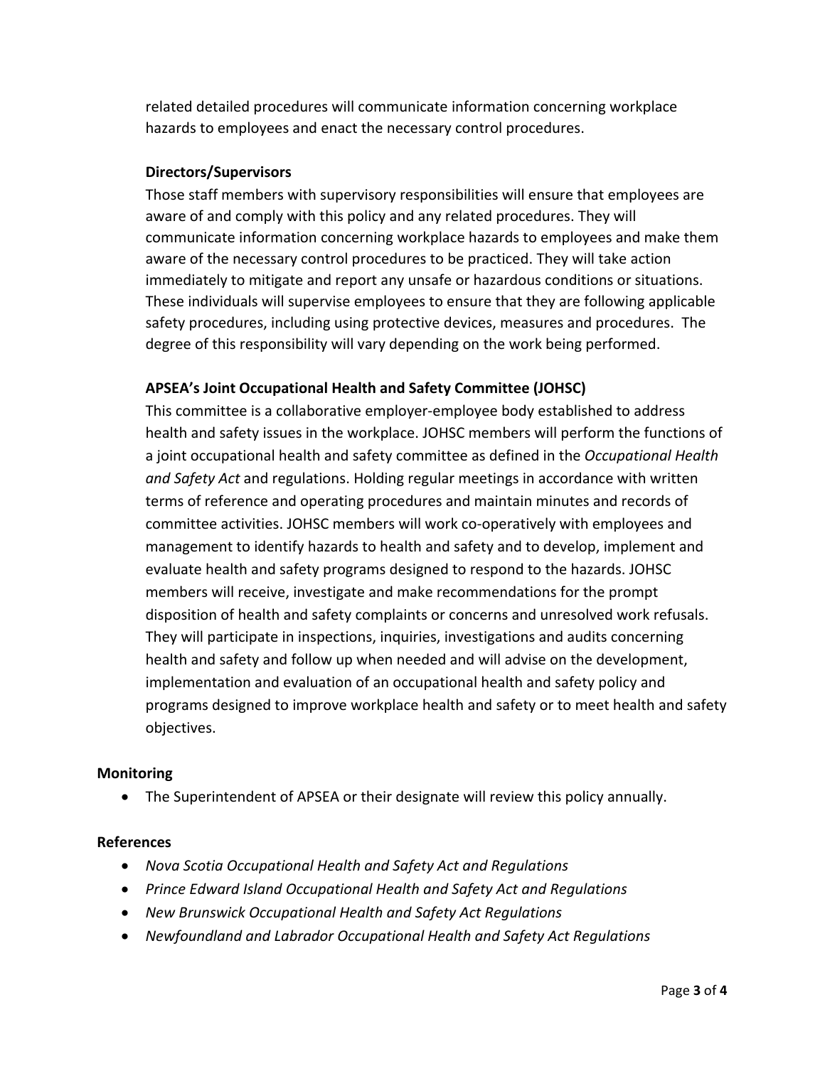related detailed procedures will communicate information concerning workplace hazards to employees and enact the necessary control procedures.

### Directors/Supervisors

Those staff members with supervisory responsibilities will ensure that employees are aware of and comply with this policy and any related procedures. They will communicate information concerning workplace hazards to employees and make them aware of the necessary control procedures to be practiced. They will take action immediately to mitigate and report any unsafe or hazardous conditions or situations. These individuals will supervise employees to ensure that they are following applicable safety procedures, including using protective devices, measures and procedures. The degree of this responsibility will vary depending on the work being performed.

### APSEA's Joint Occupational Health and Safety Committee (JOHSC)

This committee is a collaborative employer-employee body established to address health and safety issues in the workplace. JOHSC members will perform the functions of a joint occupational health and safety committee as defined in the *Occupational Health and Safety Act* and regulations. Holding regular meetings in accordance with written terms of reference and operating procedures and maintain minutes and records of committee activities. JOHSC members will work co-operatively with employees and management to identify hazards to health and safety and to develop, implement and evaluate health and safety programs designed to respond to the hazards. JOHSC members will receive, investigate and make recommendations for the prompt disposition of health and safety complaints or concerns and unresolved work refusals. They will participate in inspections, inquiries, investigations and audits concerning health and safety and follow up when needed and will advise on the development, implementation and evaluation of an occupational health and safety policy and programs designed to improve workplace health and safety or to meet health and safety objectives.

## Monitoring

- The Superintendent of APSEA or their designate will review this policy annually.

## References

- *Nova Scotia Occupational Health and Safety Act and Regulations*
- *Prince Edward Island Occupational Health and Safety Act and Regulations*
- *New Brunswick Occupational Health and Safety Act Regulations*
- *Newfoundland and Labrador Occupational Health and Safety Act Regulations*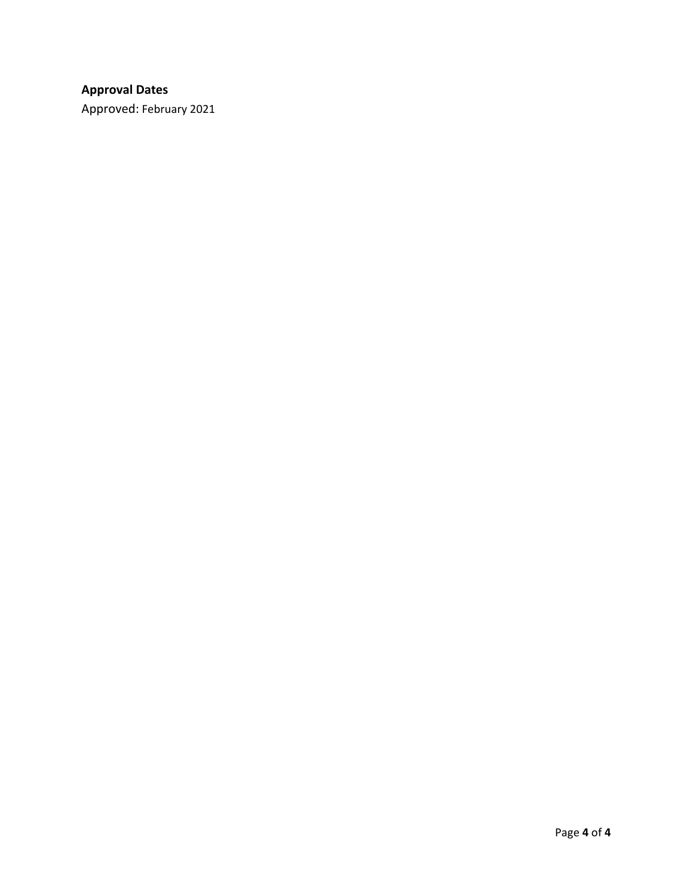**Approval Dates**

Approved: February 2021